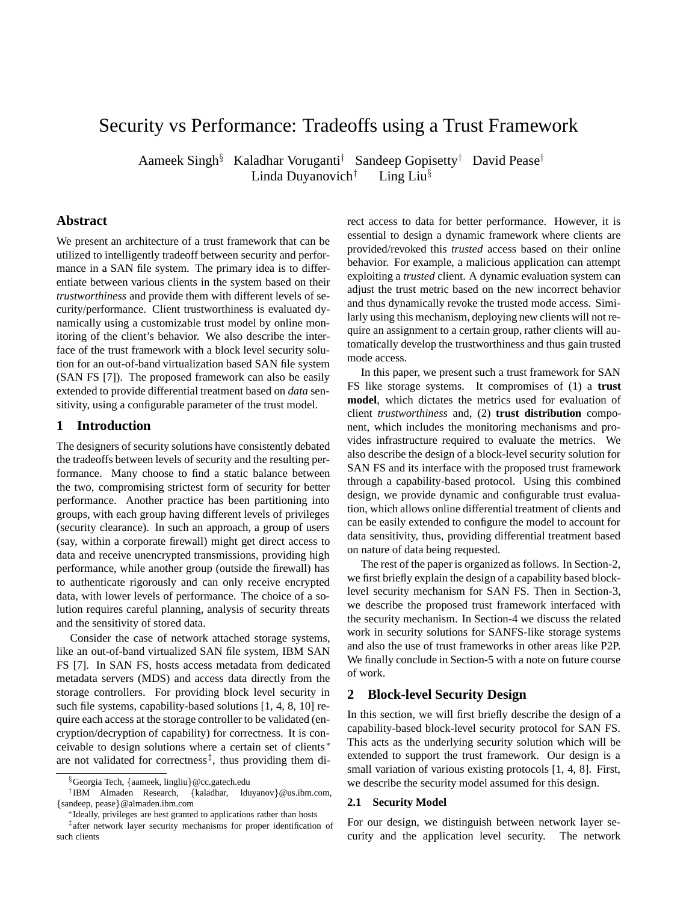# Security vs Performance: Tradeoffs using a Trust Framework

Aameek Singh[§] Kaladhar Voruganti[†] Sandeep Gopisetty[†] David Pease[†]
Linda Duyanovich[†] Ling Liu[§]

## Abstract

We present an architecture of a trust framework that can be utilized to intelligently tradeoff between security and performance in a SAN file system. The primary idea is to differentiate between various clients in the system based on their *trustworthiness* and provide them with different levels of security/performance. Client trustworthiness is evaluated dynamically using a customizable trust model by online monitoring of the client's behavior. We also describe the interface of the trust framework with a block level security solution for an out-of-band virtualization based SAN file system (SAN FS [7]). The proposed framework can also be easily extended to provide differential treatment based on *data* sensitivity, using a configurable parameter of the trust model.

## 1 Introduction

The designers of security solutions have consistently debated the tradeoffs between levels of security and the resulting performance. Many choose to find a static balance between the two, compromising strictest form of security for better performance. Another practice has been partitioning into groups, with each group having different levels of privileges (security clearance). In such an approach, a group of users (say, within a corporate firewall) might get direct access to data and receive unencrypted transmissions, providing high performance, while another group (outside the firewall) has to authenticate rigorously and can only receive encrypted data, with lower levels of performance. The choice of a solution requires careful planning, analysis of security threats and the sensitivity of stored data.

Consider the case of network attached storage systems, like an out-of-band virtualized SAN file system, IBM SAN FS [7]. In SAN FS, hosts access metadata from dedicated metadata servers (MDS) and access data directly from the storage controllers. For providing block level security in such file systems, capability-based solutions [1, 4, 8, 10] require each access at the storage controller to be validated (encryption/decryption of capability) for correctness. It is conceivable to design solutions where a certain set of clients[*] are not validated for correctness[‡], thus providing them direct access to data for better performance. However, it is essential to design a dynamic framework where clients are provided/revoked this *trusted* access based on their online behavior. For example, a malicious application can attempt exploiting a *trusted* client. A dynamic evaluation system can adjust the trust metric based on the new incorrect behavior and thus dynamically revoke the trusted mode access. Similarly using this mechanism, deploying new clients will not require an assignment to a certain group, rather clients will automatically develop the trustworthiness and thus gain trusted mode access.

In this paper, we present such a trust framework for SAN FS like storage systems. It compromises of (1) a **trust model**, which dictates the metrics used for evaluation of client *trustworthiness* and, (2) **trust distribution** component, which includes the monitoring mechanisms and provides infrastructure required to evaluate the metrics. We also describe the design of a block-level security solution for SAN FS and its interface with the proposed trust framework through a capability-based protocol. Using this combined design, we provide dynamic and configurable trust evaluation, which allows online differential treatment of clients and can be easily extended to configure the model to account for data sensitivity, thus, providing differential treatment based on nature of data being requested.

The rest of the paper is organized as follows. In Section-2, we first briefly explain the design of a capability based block-level security mechanism for SAN FS. Then in Section-3, we describe the proposed trust framework interfaced with the security mechanism. In Section-4 we discuss the related work in security solutions for SANFS-like storage systems and also the use of trust frameworks in other areas like P2P. We finally conclude in Section-5 with a note on future course of work.

## 2 Block-level Security Design

In this section, we will first briefly describe the design of a capability-based block-level security protocol for SAN FS. This acts as the underlying security solution which will be extended to support the trust framework. Our design is a small variation of various existing protocols [1, 4, 8]. First, we describe the security model assumed for this design.

### 2.1 Security Model

For our design, we distinguish between network layer security and the application level security. The network

---

[§] Georgia Tech, {aameek, lingliu}@cc.gatech.edu

[†] IBM Almaden Research, {kaladhar, lduyanov}@us.ibm.com, {sandeep, pease}@almaden.ibm.com

[*] Ideally, privileges are best granted to applications rather than hosts

[‡] after network layer security mechanisms for proper identification of such clients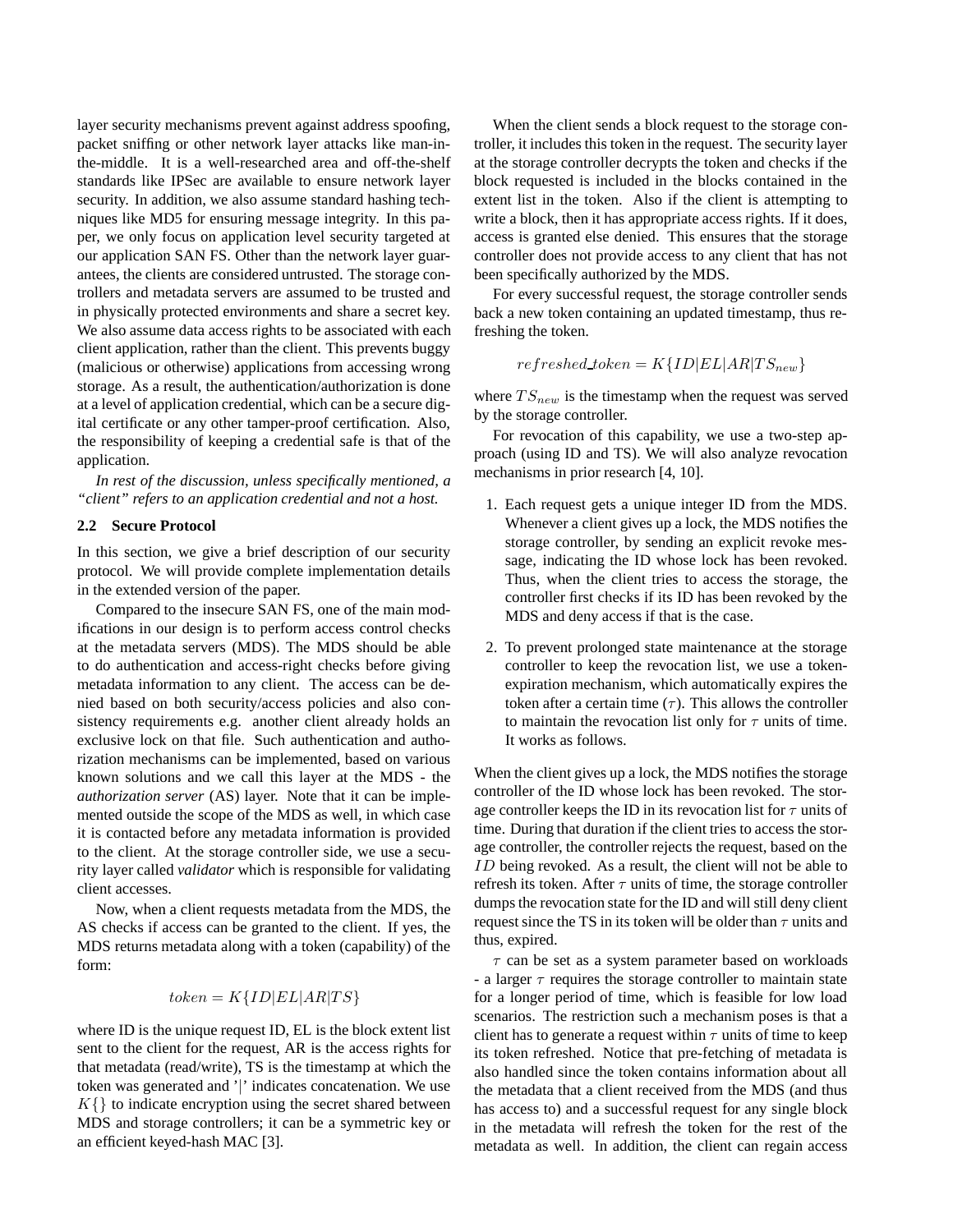layer security mechanisms prevent against address spoofing, packet sniffing or other network layer attacks like man-in-the-middle. It is a well-researched area and off-the-shelf standards like IPSec are available to ensure network layer security. In addition, we also assume standard hashing techniques like MD5 for ensuring message integrity. In this paper, we only focus on application level security targeted at our application SAN FS. Other than the network layer guarantees, the clients are considered untrusted. The storage controllers and metadata servers are assumed to be trusted and in physically protected environments and share a secret key. We also assume data access rights to be associated with each client application, rather than the client. This prevents buggy (malicious or otherwise) applications from accessing wrong storage. As a result, the authentication/authorization is done at a level of application credential, which can be a secure digital certificate or any other tamper-proof certification. Also, the responsibility of keeping a credential safe is that of the application.

*In rest of the discussion, unless specifically mentioned, a "client" refers to an application credential and not a host.*

### 2.2 Secure Protocol

In this section, we give a brief description of our security protocol. We will provide complete implementation details in the extended version of the paper.

Compared to the insecure SAN FS, one of the main modifications in our design is to perform access control checks at the metadata servers (MDS). The MDS should be able to do authentication and access-right checks before giving metadata information to any client. The access can be denied based on both security/access policies and also consistency requirements e.g. another client already holds an exclusive lock on that file. Such authentication and authorization mechanisms can be implemented, based on various known solutions and we call this layer at the MDS - the *authorization server* (AS) layer. Note that it can be implemented outside the scope of the MDS as well, in which case it is contacted before any metadata information is provided to the client. At the storage controller side, we use a security layer called *validator* which is responsible for validating client accesses.

Now, when a client requests metadata from the MDS, the AS checks if access can be granted to the client. If yes, the MDS returns metadata along with a token (capability) of the form:

$$token = K\{ID|EL|AR|TS\}$$

where ID is the unique request ID, EL is the block extent list sent to the client for the request, AR is the access rights for that metadata (read/write), TS is the timestamp at which the token was generated and '|' indicates concatenation. We use $K\{\}$ to indicate encryption using the secret shared between MDS and storage controllers; it can be a symmetric key or an efficient keyed-hash MAC [3].

When the client sends a block request to the storage controller, it includes this token in the request. The security layer at the storage controller decrypts the token and checks if the block requested is included in the blocks contained in the extent list in the token. Also if the client is attempting to write a block, then it has appropriate access rights. If it does, access is granted else denied. This ensures that the storage controller does not provide access to any client that has not been specifically authorized by the MDS.

For every successful request, the storage controller sends back a new token containing an updated timestamp, thus refreshing the token.

$$refreshed\_token = K\{ID|EL|AR|TS_{new}\}$$

where $TS_{new}$ is the timestamp when the request was served by the storage controller.

For revocation of this capability, we use a two-step approach (using ID and TS). We will also analyze revocation mechanisms in prior research [4, 10].

1. Each request gets a unique integer ID from the MDS. Whenever a client gives up a lock, the MDS notifies the storage controller, by sending an explicit revoke message, indicating the ID whose lock has been revoked. Thus, when the client tries to access the storage, the controller first checks if its ID has been revoked by the MDS and deny access if that is the case.

2. To prevent prolonged state maintenance at the storage controller to keep the revocation list, we use a token-expiration mechanism, which automatically expires the token after a certain time ($\tau$). This allows the controller to maintain the revocation list only for $\tau$ units of time. It works as follows.

When the client gives up a lock, the MDS notifies the storage controller of the ID whose lock has been revoked. The storage controller keeps the ID in its revocation list for $\tau$ units of time. During that duration if the client tries to access the storage controller, the controller rejects the request, based on the $ID$ being revoked. As a result, the client will not be able to refresh its token. After $\tau$ units of time, the storage controller dumps the revocation state for the ID and will still deny client request since the TS in its token will be older than $\tau$ units and thus, expired.

$\tau$ can be set as a system parameter based on workloads - a larger $\tau$ requires the storage controller to maintain state for a longer period of time, which is feasible for low load scenarios. The restriction such a mechanism poses is that a client has to generate a request within $\tau$ units of time to keep its token refreshed. Notice that pre-fetching of metadata is also handled since the token contains information about all the metadata that a client received from the MDS (and thus has access to) and a successful request for any single block in the metadata will refresh the token for the rest of the metadata as well. In addition, the client can regain access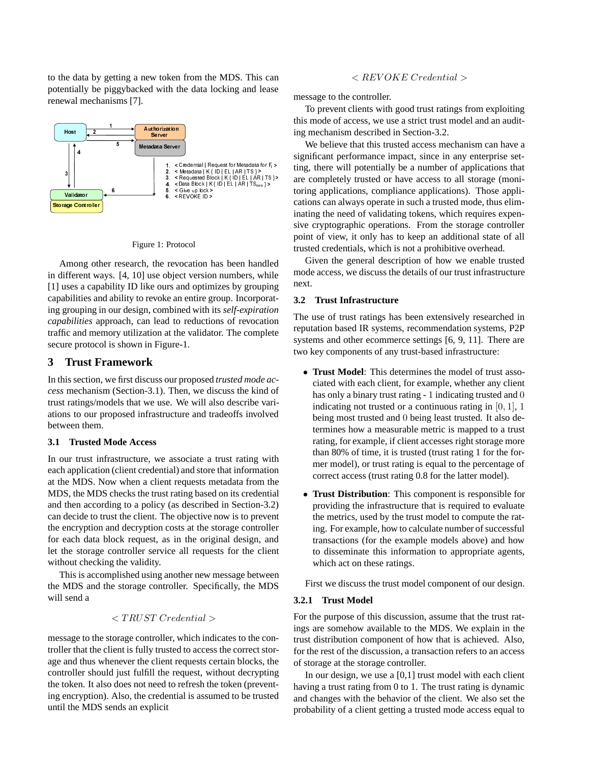to the data by getting a new token from the MDS. This can potentially be piggybacked with the data locking and lease renewal mechanisms [7].

Figure 1: Protocol

Among other research, the revocation has been handled in different ways. [4, 10] use object version numbers, while [1] uses a capability ID like ours and optimizes by grouping capabilities and ability to revoke an entire group. Incorporating grouping in our design, combined with its *self-expiration capabilities* approach, can lead to reductions of revocation traffic and memory utilization at the validator. The complete secure protocol is shown in Figure-1.

## 3 Trust Framework

In this section, we first discuss our proposed *trusted mode access* mechanism (Section-3.1). Then, we discuss the kind of trust ratings/models that we use. We will also describe variations to our proposed infrastructure and tradeoffs involved between them.

### 3.1 Trusted Mode Access

In our trust infrastructure, we associate a trust rating with each application (client credential) and store that information at the MDS. Now when a client requests metadata from the MDS, the MDS checks the trust rating based on its credential and then according to a policy (as described in Section-3.2) can decide to trust the client. The objective now is to prevent the encryption and decryption costs at the storage controller for each data block request, as in the original design, and let the storage controller service all requests for the client without checking the validity.

This is accomplished using another new message between the MDS and the storage controller. Specifically, the MDS will send a

$$< TRUST\ Credential >$$

message to the storage controller, which indicates to the controller that the client is fully trusted to access the correct storage and thus whenever the client requests certain blocks, the controller should just fulfill the request, without decrypting the token. It also does not need to refresh the token (preventing encryption). Also, the credential is assumed to be trusted until the MDS sends an explicit

$$< REVOKE\ Credential >$$

message to the controller.

To prevent clients with good trust ratings from exploiting this mode of access, we use a strict trust model and an auditing mechanism described in Section-3.2.

We believe that this trusted access mechanism can have a significant performance impact, since in any enterprise setting, there will potentially be a number of applications that are completely trusted or have access to all storage (monitoring applications, compliance applications). Those applications can always operate in such a trusted mode, thus eliminating the need of validating tokens, which requires expensive cryptographic operations. From the storage controller point of view, it only has to keep an additional state of all trusted credentials, which is not a prohibitive overhead.

Given the general description of how we enable trusted mode access, we discuss the details of our trust infrastructure next.

### 3.2 Trust Infrastructure

The use of trust ratings has been extensively researched in reputation based IR systems, recommendation systems, P2P systems and other ecommerce settings [6, 9, 11]. There are two key components of any trust-based infrastructure:

- **Trust Model**: This determines the model of trust associated with each client, for example, whether any client has only a binary trust rating - $1$ indicating trusted and $0$ indicating not trusted or a continuous rating in $[0, 1]$, $1$ being most trusted and $0$ being least trusted. It also determines how a measurable metric is mapped to a trust rating, for example, if client accesses right storage more than 80% of time, it is trusted (trust rating 1 for the former model), or trust rating is equal to the percentage of correct access (trust rating 0.8 for the latter model).
- **Trust Distribution**: This component is responsible for providing the infrastructure that is required to evaluate the metrics, used by the trust model to compute the rating. For example, how to calculate number of successful transactions (for the example models above) and how to disseminate this information to appropriate agents, which act on these ratings.

First we discuss the trust model component of our design.

#### 3.2.1 Trust Model

For the purpose of this discussion, assume that the trust ratings are somehow available to the MDS. We explain in the trust distribution component of how that is achieved. Also, for the rest of the discussion, a transaction refers to an access of storage at the storage controller.

In our design, we use a [0,1] trust model with each client having a trust rating from 0 to 1. The trust rating is dynamic and changes with the behavior of the client. We also set the probability of a client getting a trusted mode access equal to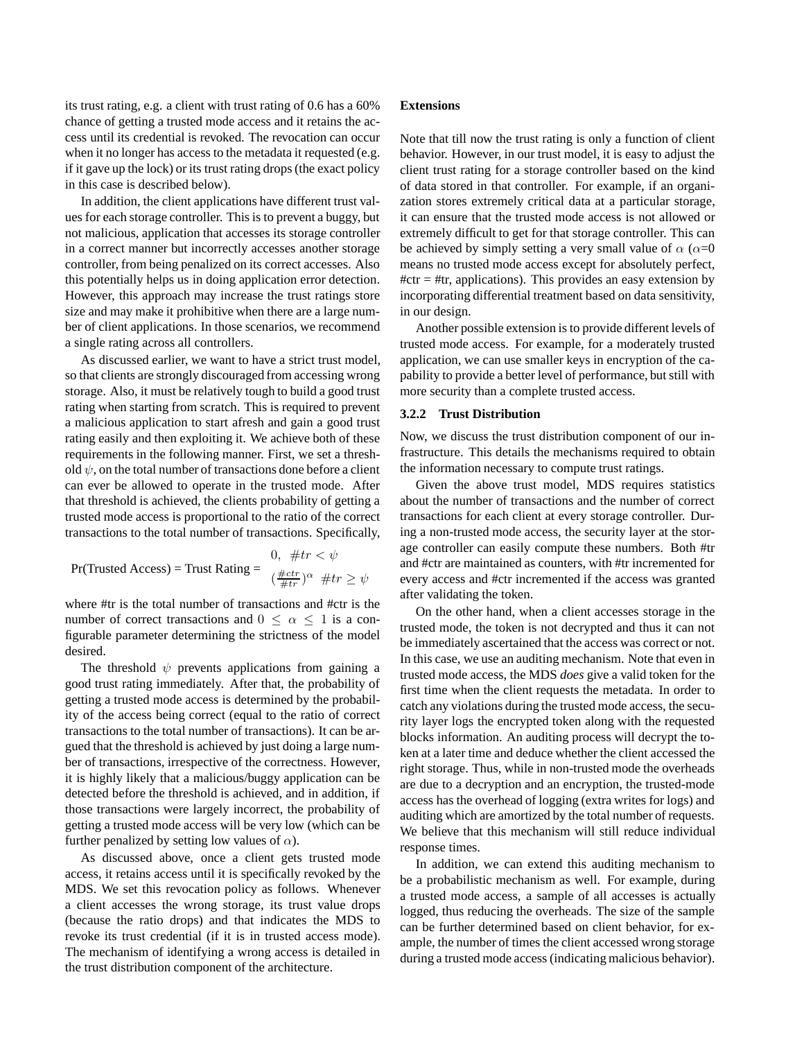its trust rating, e.g. a client with trust rating of 0.6 has a 60% chance of getting a trusted mode access and it retains the access until its credential is revoked. The revocation can occur when it no longer has access to the metadata it requested (e.g. if it gave up the lock) or its trust rating drops (the exact policy in this case is described below).

In addition, the client applications have different trust values for each storage controller. This is to prevent a buggy, but not malicious, application that accesses its storage controller in a correct manner but incorrectly accesses another storage controller, from being penalized on its correct accesses. Also this potentially helps us in doing application error detection. However, this approach may increase the trust ratings store size and may make it prohibitive when there are a large number of client applications. In those scenarios, we recommend a single rating across all controllers.

As discussed earlier, we want to have a strict trust model, so that clients are strongly discouraged from accessing wrong storage. Also, it must be relatively tough to build a good trust rating when starting from scratch. This is required to prevent a malicious application to start afresh and gain a good trust rating easily and then exploiting it. We achieve both of these requirements in the following manner. First, we set a threshold $\psi$, on the total number of transactions done before a client can ever be allowed to operate in the trusted mode. After that threshold is achieved, the clients probability of getting a trusted mode access is proportional to the ratio of the correct transactions to the total number of transactions. Specifically,

$$\text{Pr(Trusted Access)} = \text{Trust Rating} = \begin{cases} 0, & \#tr < \psi \\ \left(\frac{\#ctr}{\#tr}\right)^{\alpha} & \#tr \geq \psi \end{cases}$$

where #tr is the total number of transactions and #ctr is the number of correct transactions and $0 \leq \alpha \leq 1$ is a configurable parameter determining the strictness of the model desired.

The threshold $\psi$ prevents applications from gaining a good trust rating immediately. After that, the probability of getting a trusted mode access is determined by the probability of the access being correct (equal to the ratio of correct transactions to the total number of transactions). It can be argued that the threshold is achieved by just doing a large number of transactions, irrespective of the correctness. However, it is highly likely that a malicious/buggy application can be detected before the threshold is achieved, and in addition, if those transactions were largely incorrect, the probability of getting a trusted mode access will be very low (which can be further penalized by setting low values of $\alpha$).

As discussed above, once a client gets trusted mode access, it retains access until it is specifically revoked by the MDS. We set this revocation policy as follows. Whenever a client accesses the wrong storage, its trust value drops (because the ratio drops) and that indicates the MDS to revoke its trust credential (if it is in trusted access mode). The mechanism of identifying a wrong access is detailed in the trust distribution component of the architecture.

**Extensions**

Note that till now the trust rating is only a function of client behavior. However, in our trust model, it is easy to adjust the client trust rating for a storage controller based on the kind of data stored in that controller. For example, if an organization stores extremely critical data at a particular storage, it can ensure that the trusted mode access is not allowed or extremely difficult to get for that storage controller. This can be achieved by simply setting a very small value of $\alpha$ ($\alpha$=0 means no trusted mode access except for absolutely perfect, #ctr = #tr, applications). This provides an easy extension by incorporating differential treatment based on data sensitivity, in our design.

Another possible extension is to provide different levels of trusted mode access. For example, for a moderately trusted application, we can use smaller keys in encryption of the capability to provide a better level of performance, but still with more security than a complete trusted access.

### 3.2.2 Trust Distribution

Now, we discuss the trust distribution component of our infrastructure. This details the mechanisms required to obtain the information necessary to compute trust ratings.

Given the above trust model, MDS requires statistics about the number of transactions and the number of correct transactions for each client at every storage controller. During a non-trusted mode access, the security layer at the storage controller can easily compute these numbers. Both #tr and #ctr are maintained as counters, with #tr incremented for every access and #ctr incremented if the access was granted after validating the token.

On the other hand, when a client accesses storage in the trusted mode, the token is not decrypted and thus it can not be immediately ascertained that the access was correct or not. In this case, we use an auditing mechanism. Note that even in trusted mode access, the MDS *does* give a valid token for the first time when the client requests the metadata. In order to catch any violations during the trusted mode access, the security layer logs the encrypted token along with the requested blocks information. An auditing process will decrypt the token at a later time and deduce whether the client accessed the right storage. Thus, while in non-trusted mode the overheads are due to a decryption and an encryption, the trusted-mode access has the overhead of logging (extra writes for logs) and auditing which are amortized by the total number of requests. We believe that this mechanism will still reduce individual response times.

In addition, we can extend this auditing mechanism to be a probabilistic mechanism as well. For example, during a trusted mode access, a sample of all accesses is actually logged, thus reducing the overheads. The size of the sample can be further determined based on client behavior, for example, the number of times the client accessed wrong storage during a trusted mode access (indicating malicious behavior).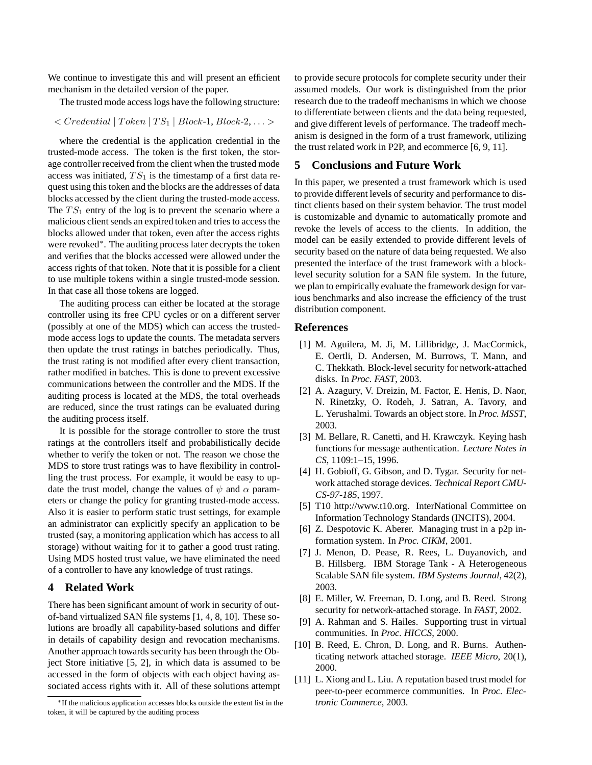We continue to investigate this and will present an efficient mechanism in the detailed version of the paper.

The trusted mode access logs have the following structure:

$$< Credential \mid Token \mid TS_1 \mid Block\text{-}1, Block\text{-}2, \ldots >$$

where the credential is the application credential in the trusted-mode access. The token is the first token, the storage controller received from the client when the trusted mode access was initiated, $TS_1$ is the timestamp of a first data request using this token and the blocks are the addresses of data blocks accessed by the client during the trusted-mode access. The $TS_1$ entry of the log is to prevent the scenario where a malicious client sends an expired token and tries to access the blocks allowed under that token, even after the access rights were revoked*. The auditing process later decrypts the token and verifies that the blocks accessed were allowed under the access rights of that token. Note that it is possible for a client to use multiple tokens within a single trusted-mode session. In that case all those tokens are logged.

The auditing process can either be located at the storage controller using its free CPU cycles or on a different server (possibly at one of the MDS) which can access the trusted-mode access logs to update the counts. The metadata servers then update the trust ratings in batches periodically. Thus, the trust rating is not modified after every client transaction, rather modified in batches. This is done to prevent excessive communications between the controller and the MDS. If the auditing process is located at the MDS, the total overheads are reduced, since the trust ratings can be evaluated during the auditing process itself.

It is possible for the storage controller to store the trust ratings at the controllers itself and probabilistically decide whether to verify the token or not. The reason we chose the MDS to store trust ratings was to have flexibility in controlling the trust process. For example, it would be easy to update the trust model, change the values of $\psi$ and $\alpha$ parameters or change the policy for granting trusted-mode access. Also it is easier to perform static trust settings, for example an administrator can explicitly specify an application to be trusted (say, a monitoring application which has access to all storage) without waiting for it to gather a good trust rating. Using MDS hosted trust value, we have eliminated the need of a controller to have any knowledge of trust ratings.

## 4 Related Work

There has been significant amount of work in security of out-of-band virtualized SAN file systems [1, 4, 8, 10]. These solutions are broadly all capability-based solutions and differ in details of capability design and revocation mechanisms. Another approach towards security has been through the Object Store initiative [5, 2], in which data is assumed to be accessed in the form of objects with each object having associated access rights with it. All of these solutions attempt to provide secure protocols for complete security under their assumed models. Our work is distinguished from the prior research due to the tradeoff mechanisms in which we choose to differentiate between clients and the data being requested, and give different levels of performance. The tradeoff mechanism is designed in the form of a trust framework, utilizing the trust related work in P2P, and ecommerce [6, 9, 11].

## 5 Conclusions and Future Work

In this paper, we presented a trust framework which is used to provide different levels of security and performance to distinct clients based on their system behavior. The trust model is customizable and dynamic to automatically promote and revoke the levels of access to the clients. In addition, the model can be easily extended to provide different levels of security based on the nature of data being requested. We also presented the interface of the trust framework with a block-level security solution for a SAN file system. In the future, we plan to empirically evaluate the framework design for various benchmarks and also increase the efficiency of the trust distribution component.

## References

[1] M. Aguilera, M. Ji, M. Lillibridge, J. MacCormick, E. Oertli, D. Andersen, M. Burrows, T. Mann, and C. Thekkath. Block-level security for network-attached disks. In *Proc. FAST*, 2003.

[2] A. Azagury, V. Dreizin, M. Factor, E. Henis, D. Naor, N. Rinetzky, O. Rodeh, J. Satran, A. Tavory, and L. Yerushalmi. Towards an object store. In *Proc. MSST*, 2003.

[3] M. Bellare, R. Canetti, and H. Krawczyk. Keying hash functions for message authentication. *Lecture Notes in CS*, 1109:1–15, 1996.

[4] H. Gobioff, G. Gibson, and D. Tygar. Security for network attached storage devices. *Technical Report CMU-CS-97-185*, 1997.

[5] T10 http://www.t10.org. InterNational Committee on Information Technology Standards (INCITS), 2004.

[6] Z. Despotovic K. Aberer. Managing trust in a p2p information system. In *Proc. CIKM*, 2001.

[7] J. Menon, D. Pease, R. Rees, L. Duyanovich, and B. Hillsberg. IBM Storage Tank - A Heterogeneous Scalable SAN file system. *IBM Systems Journal*, 42(2), 2003.

[8] E. Miller, W. Freeman, D. Long, and B. Reed. Strong security for network-attached storage. In *FAST*, 2002.

[9] A. Rahman and S. Hailes. Supporting trust in virtual communities. In *Proc. HICCS*, 2000.

[10] B. Reed, E. Chron, D. Long, and R. Burns. Authenticating network attached storage. *IEEE Micro*, 20(1), 2000.

[11] L. Xiong and L. Liu. A reputation based trust model for peer-to-peer ecommerce communities. In *Proc. Electronic Commerce*, 2003.

*If the malicious application accesses blocks outside the extent list in the token, it will be captured by the auditing process